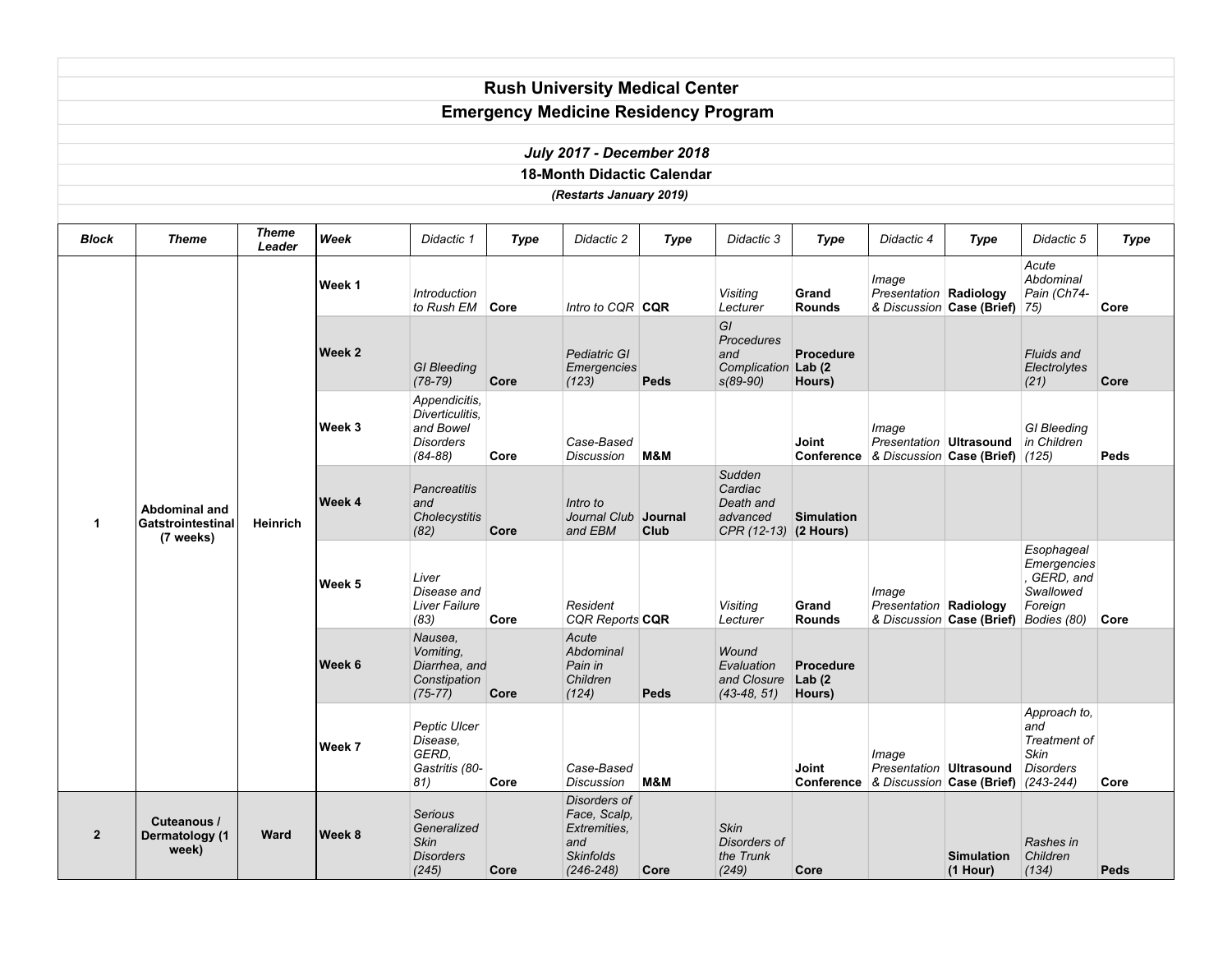# Rush University Medical Center

## Emergency Medicine Residency Program

***July 2017 - December 2018***

**18-Month Didactic Calendar**

***(Restarts January 2019)***

| ***Block*** | ***Theme*** | ***Theme Leader*** | ***Week*** | *Didactic 1* | ***Type*** | *Didactic 2* | ***Type*** | *Didactic 3* | ***Type*** | *Didactic 4* | ***Type*** | *Didactic 5* | ***Type*** |
|---|---|---|---|---|---|---|---|---|---|---|---|---|---|
| **1** | **Abdominal and Gatstrointestinal (7 weeks)** | **Heinrich** | **Week 1** | *Introduction to Rush EM* | **Core** | *Intro to CQR* | **CQR** | *Visiting Lecturer* | **Grand Rounds** | *Image Presentation & Discussion* | **Radiology Case (Brief)** | *Acute Abdominal Pain (Ch74-75)* | **Core** |
| | | | **Week 2** | *GI Bleeding (78-79)* | **Core** | *Pediatric GI Emergencies (123)* | **Peds** | *GI Procedures and Complications(89-90)* | **Procedure Lab (2 Hours)** | | | *Fluids and Electrolytes (21)* | **Core** |
| | | | **Week 3** | *Appendicitis, Diverticulitis, and Bowel Disorders (84-88)* | **Core** | *Case-Based Discussion* | **M&M** | | **Joint Conference** | *Image Presentation & Discussion* | **Ultrasound Case (Brief)** | *GI Bleeding in Children (125)* | **Peds** |
| | | | **Week 4** | *Pancreatitis and Cholecystitis (82)* | **Core** | *Intro to Journal Club and EBM* | **Journal Club** | *Sudden Cardiac Death and advanced CPR (12-13)* | **Simulation (2 Hours)** | | | | |
| | | | **Week 5** | *Liver Disease and Liver Failure (83)* | **Core** | *Resident CQR Reports* | **CQR** | *Visiting Lecturer* | **Grand Rounds** | *Image Presentation & Discussion* | **Radiology Case (Brief)** | *Esophageal Emergencies, GERD, and Swallowed Foreign Bodies (80)* | **Core** |
| | | | **Week 6** | *Nausea, Vomiting, Diarrhea, and Constipation (75-77)* | **Core** | *Acute Abdominal Pain in Children (124)* | **Peds** | *Wound Evaluation and Closure (43-48, 51)* | **Procedure Lab (2 Hours)** | | | | |
| | | | **Week 7** | *Peptic Ulcer Disease, GERD, Gastritis (80-81)* | **Core** | *Case-Based Discussion* | **M&M** | | **Joint Conference** | *Image Presentation & Discussion* | **Ultrasound Case (Brief)** | *Approach to, and Treatment of Skin Disorders (243-244)* | **Core** |
| **2** | **Cuteanous / Dermatology (1 week)** | **Ward** | **Week 8** | *Serious Generalized Skin Disorders (245)* | **Core** | *Disorders of Face, Scalp, Extremities, and Skinfolds (246-248)* | **Core** | *Skin Disorders of the Trunk (249)* | **Core** | | **Simulation (1 Hour)** | *Rashes in Children (134)* | **Peds** |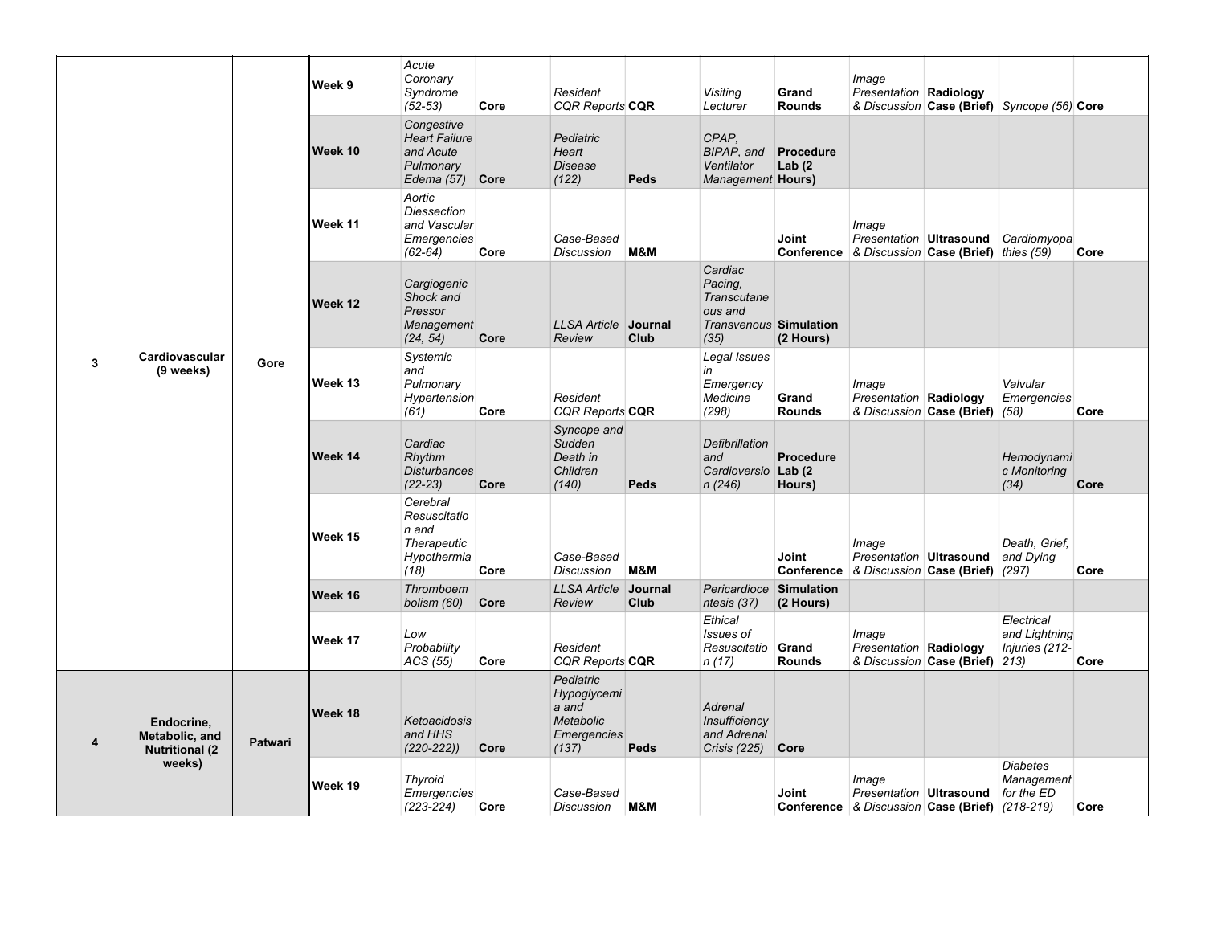| | | | | | | | | | | | | | |
|---|---|---|---|---|---|---|---|---|---|---|---|---|---|
| 3 | Cardiovascular (9 weeks) | Gore | Week 9 | *Acute Coronary Syndrome (52-53)* | Core | *Resident CQR Reports* | CQR | *Visiting Lecturer* | Grand Rounds | *Image Presentation & Discussion* | Radiology Case (Brief) | *Syncope (56)* | Core |
| | | | Week 10 | *Congestive Heart Failure and Acute Pulmonary Edema (57)* | Core | *Pediatric Heart Disease (122)* | Peds | *CPAP, BIPAP, and Ventilator Management* | Procedure Lab (2 Hours) | | | | |
| | | | Week 11 | *Aortic Diessection and Vascular Emergencies (62-64)* | Core | *Case-Based Discussion* | M&M | | Joint Conference | *Image Presentation & Discussion* | Ultrasound Case (Brief) | *Cardiomyopathies (59)* | Core |
| | | | Week 12 | *Cargiogenic Shock and Pressor Management (24, 54)* | Core | *LLSA Article Review* | Journal Club | *Cardiac Pacing, Transcutaneous and Transvenous (35)* | Simulation (2 Hours) | | | | |
| | | | Week 13 | *Systemic and Pulmonary Hypertension (61)* | Core | *Resident CQR Reports* | CQR | *Legal Issues in Emergency Medicine (298)* | Grand Rounds | *Image Presentation & Discussion* | Radiology Case (Brief) | *Valvular Emergencies (58)* | Core |
| | | | Week 14 | *Cardiac Rhythm Disturbances (22-23)* | Core | *Syncope and Sudden Death in Children (140)* | Peds | *Defibrillation and Cardioversion (246)* | Procedure Lab (2 Hours) | | | *Hemodynamic Monitoring (34)* | Core |
| | | | Week 15 | *Cerebral Resuscitation and Therapeutic Hypothermia (18)* | Core | *Case-Based Discussion* | M&M | | Joint Conference | *Image Presentation & Discussion* | Ultrasound Case (Brief) | *Death, Grief, and Dying (297)* | Core |
| | | | Week 16 | *Thromboembolism (60)* | Core | *LLSA Article Review* | Journal Club | *Pericardiocentesis (37)* | Simulation (2 Hours) | | | | |
| | | | Week 17 | *Low Probability ACS (55)* | Core | *Resident CQR Reports* | CQR | *Ethical Issues of Resuscitation (17)* | Grand Rounds | *Image Presentation & Discussion* | Radiology Case (Brief) | *Electrical and Lightning Injuries (212-213)* | Core |
| 4 | Endocrine, Metabolic, and Nutritional (2 weeks) | Patwari | Week 18 | *Ketoacidosis and HHS (220-222))* | Core | *Pediatric Hypoglycemia and Metabolic Emergencies (137)* | Peds | *Adrenal Insufficiency and Adrenal Crisis (225)* | Core | | | | |
| | | | Week 19 | *Thyroid Emergencies (223-224)* | Core | *Case-Based Discussion* | M&M | | Joint Conference | *Image Presentation & Discussion* | Ultrasound Case (Brief) | *Diabetes Management for the ED (218-219)* | Core |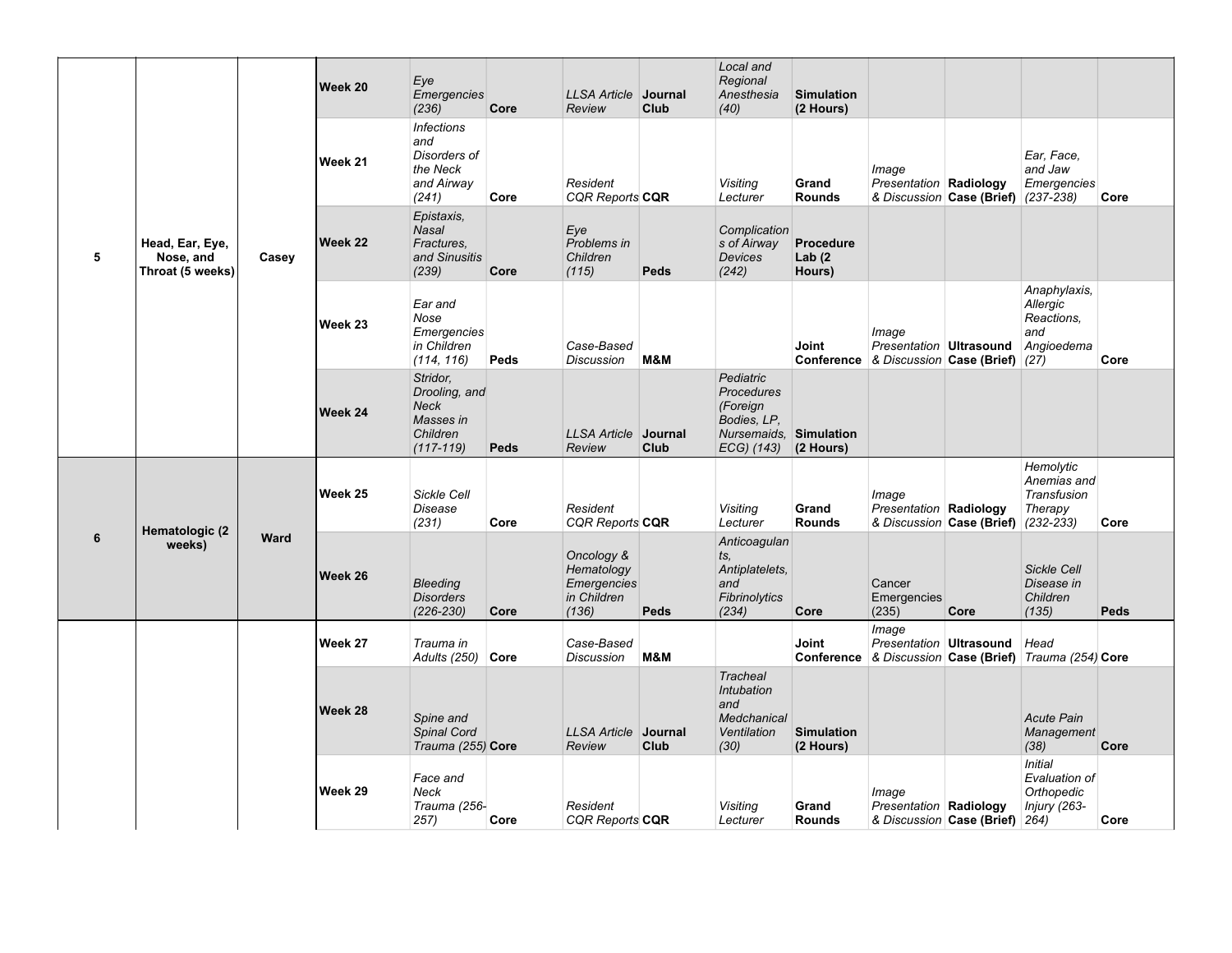| | | | | | | | | | | | | | |
|---|---|---|---|---|---|---|---|---|---|---|---|---|---|
| 5 | Head, Ear, Eye, Nose, and Throat (5 weeks) | Casey | **Week 20** | *Eye Emergencies (236)* | **Core** | *LLSA Article Review* | **Journal Club** | *Local and Regional Anesthesia (40)* | **Simulation (2 Hours)** | | | | |
| | | | **Week 21** | *Infections and Disorders of the Neck and Airway (241)* | **Core** | *Resident CQR Reports* | **CQR** | *Visiting Lecturer* | **Grand Rounds** | *Image Presentation & Discussion* | **Radiology Case (Brief)** | *Ear, Face, and Jaw Emergencies (237-238)* | **Core** |
| | | | **Week 22** | *Epistaxis, Nasal Fractures, and Sinusitis (239)* | **Core** | *Eye Problems in Children (115)* | **Peds** | *Complications of Airway Devices (242)* | **Procedure Lab (2 Hours)** | | | | |
| | | | **Week 23** | *Ear and Nose Emergencies in Children (114, 116)* | **Peds** | *Case-Based Discussion* | **M&M** | | **Joint Conference** | *Image Presentation & Discussion* | **Ultrasound Case (Brief)** | *Anaphylaxis, Allergic Reactions, and Angioedema (27)* | **Core** |
| | | | **Week 24** | *Stridor, Drooling, and Neck Masses in Children (117-119)* | **Peds** | *LLSA Article Review* | **Journal Club** | *Pediatric Procedures (Foreign Bodies, LP, Nursemaids, ECG) (143)* | **Simulation (2 Hours)** | | | | |
| 6 | Hematologic (2 weeks) | Ward | **Week 25** | *Sickle Cell Disease (231)* | **Core** | *Resident CQR Reports* | **CQR** | *Visiting Lecturer* | **Grand Rounds** | *Image Presentation & Discussion* | **Radiology Case (Brief)** | *Hemolytic Anemias and Transfusion Therapy (232-233)* | **Core** |
| | | | **Week 26** | *Bleeding Disorders (226-230)* | **Core** | *Oncology & Hematology Emergencies in Children (136)* | **Peds** | *Anticoagulants, Antiplatelets, and Fibrinolytics (234)* | **Core** | *Cancer Emergencies (235)* | **Core** | *Sickle Cell Disease in Children (135)* | **Peds** |
| | | | **Week 27** | *Trauma in Adults (250)* | **Core** | *Case-Based Discussion* | **M&M** | | **Joint Conference** | *Image Presentation & Discussion* | **Ultrasound Case (Brief)** | *Head Trauma (254)* | **Core** |
| | | | **Week 28** | *Spine and Spinal Cord Trauma (255)* | **Core** | *LLSA Article Review* | **Journal Club** | *Tracheal Intubation and Medchanical Ventilation (30)* | **Simulation (2 Hours)** | | | *Acute Pain Management (38)* | **Core** |
| | | | **Week 29** | *Face and Neck Trauma (256-257)* | **Core** | *Resident CQR Reports* | **CQR** | *Visiting Lecturer* | **Grand Rounds** | *Image Presentation & Discussion* | **Radiology Case (Brief)** | *Initial Evaluation of Orthopedic Injury (263-264)* | **Core** |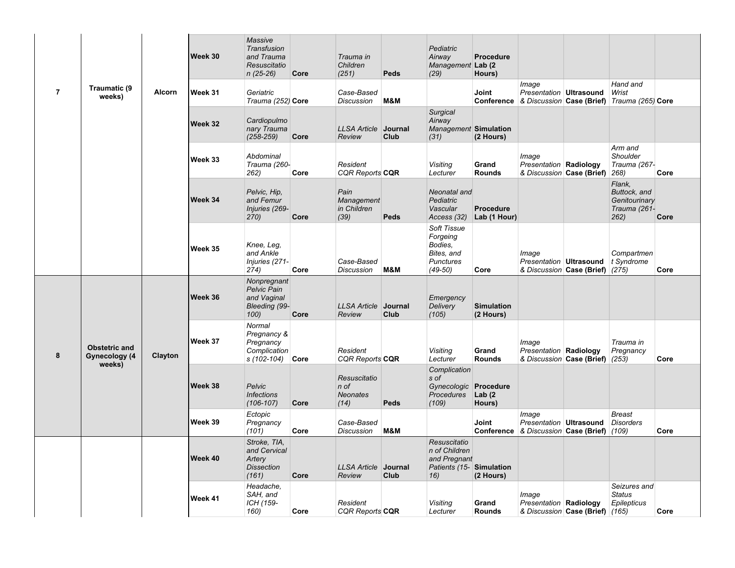| | | | | | | | | | | | | | |
|---|---|---|---|---|---|---|---|---|---|---|---|---|---|
| 7 | Traumatic (9 weeks) | Alcorn | **Week 30** | *Massive Transfusion and Trauma Resuscitation (25-26)* | **Core** | *Trauma in Children (251)* | **Peds** | *Pediatric Airway Management (29)* | **Procedure Lab (2 Hours)** | | | | |
| | | | **Week 31** | *Geriatric Trauma (252)* | **Core** | *Case-Based Discussion* | **M&M** | | **Joint Conference** | *Image Presentation & Discussion* | **Ultrasound Case (Brief)** | *Hand and Wrist Trauma (265)* | **Core** |
| | | | **Week 32** | *Cardiopulmonary Trauma (258-259)* | **Core** | *LLSA Article Review* | **Journal Club** | *Surgical Airway Management (31)* | **Simulation (2 Hours)** | | | | |
| | | | **Week 33** | *Abdominal Trauma (260-262)* | **Core** | *Resident CQR Reports* | **CQR** | *Visiting Lecturer* | **Grand Rounds** | *Image Presentation & Discussion* | **Radiology Case (Brief)** | *Arm and Shoulder Trauma (267-268)* | **Core** |
| | | | **Week 34** | *Pelvic, Hip, and Femur Injuries (269-270)* | **Core** | *Pain Management in Children (39)* | **Peds** | *Neonatal and Pediatric Vascular Access (32)* | **Procedure Lab (1 Hour)** | | | *Flank, Buttock, and Genitourinary Trauma (261-262)* | **Core** |
| | | | **Week 35** | *Knee, Leg, and Ankle Injuries (271-274)* | **Core** | *Case-Based Discussion* | **M&M** | *Soft Tissue Forgeing Bodies, Bites, and Punctures (49-50)* | **Core** | *Image Presentation & Discussion* | **Ultrasound Case (Brief)** | *Compartment Syndrome (275)* | **Core** |
| 8 | Obstetric and Gynecology (4 weeks) | Clayton | **Week 36** | *Nonpregnant Pelvic Pain and Vaginal Bleeding (99-100)* | **Core** | *LLSA Article Review* | **Journal Club** | *Emergency Delivery (105)* | **Simulation (2 Hours)** | | | | |
| | | | **Week 37** | *Normal Pregnancy & Pregnancy Complications (102-104)* | **Core** | *Resident CQR Reports* | **CQR** | *Visiting Lecturer* | **Grand Rounds** | *Image Presentation & Discussion* | **Radiology Case (Brief)** | *Trauma in Pregnancy (253)* | **Core** |
| | | | **Week 38** | *Pelvic Infections (106-107)* | **Core** | *Resuscitation of Neonates (14)* | **Peds** | *Complications of Gynecologic Procedures (109)* | **Procedure Lab (2 Hours)** | | | | |
| | | | **Week 39** | *Ectopic Pregnancy (101)* | **Core** | *Case-Based Discussion* | **M&M** | | **Joint Conference** | *Image Presentation & Discussion* | **Ultrasound Case (Brief)** | *Breast Disorders (109)* | **Core** |
| | | | **Week 40** | *Stroke, TIA, and Cervical Artery Dissection (161)* | **Core** | *LLSA Article Review* | **Journal Club** | *Resuscitation of Children and Pregnant Patients (15-16)* | **Simulation (2 Hours)** | | | | |
| | | | **Week 41** | *Headache, SAH, and ICH (159-160)* | **Core** | *Resident CQR Reports* | **CQR** | *Visiting Lecturer* | **Grand Rounds** | *Image Presentation & Discussion* | **Radiology Case (Brief)** | *Seizures and Status Epilepticus (165)* | **Core** |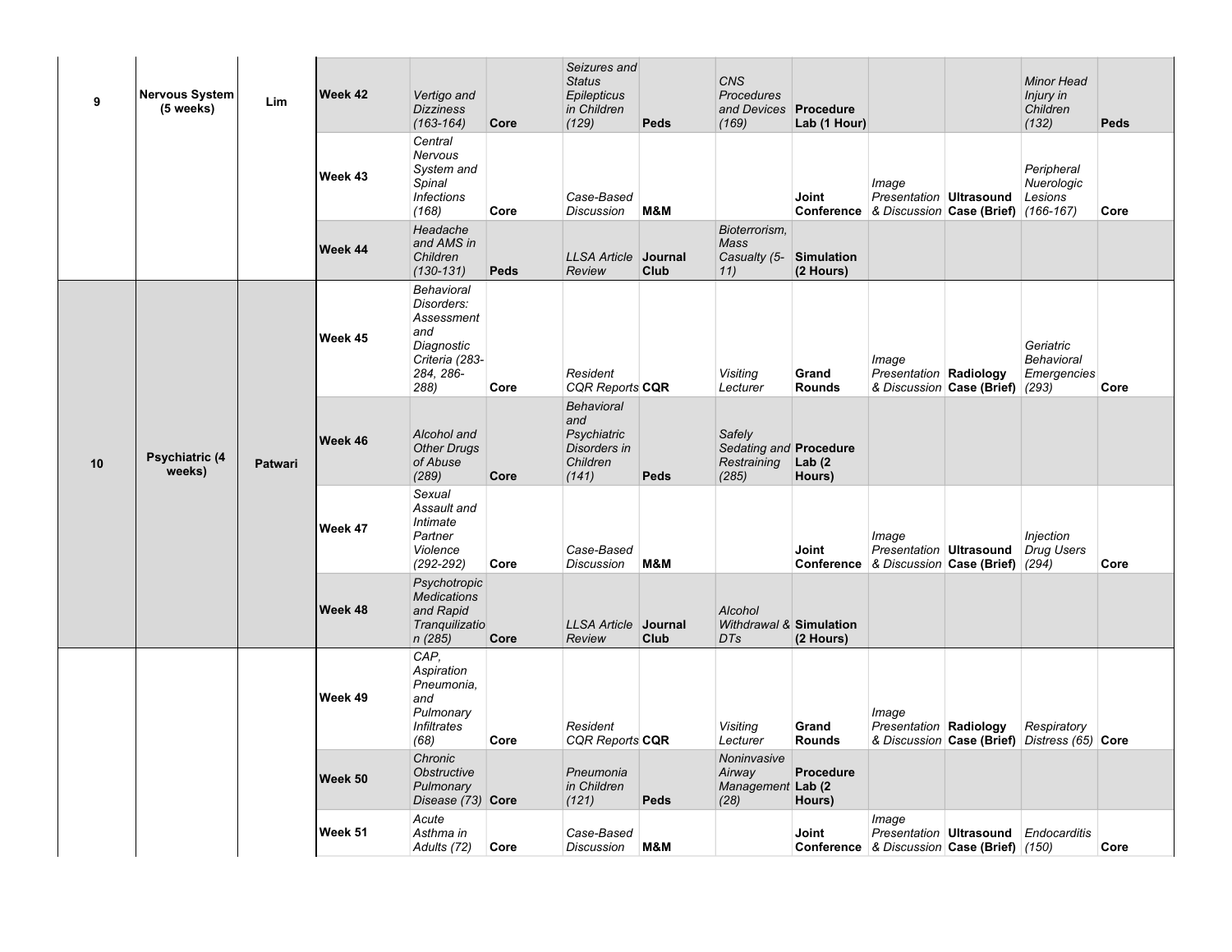| | | | | | | | | | | | | | |
|---|---|---|---|---|---|---|---|---|---|---|---|---|---|
| 9 | **Nervous System (5 weeks)** | **Lim** | **Week 42** | *Vertigo and Dizziness (163-164)* | **Core** | *Seizures and Status Epilepticus in Children (129)* | **Peds** | *CNS Procedures and Devices (169)* | **Procedure Lab (1 Hour)** | | | *Minor Head Injury in Children (132)* | **Peds** |
| | | | **Week 43** | *Central Nervous System and Spinal Infections (168)* | **Core** | *Case-Based Discussion* | **M&M** | | **Joint Conference** | *Image Presentation & Discussion* | **Ultrasound Case (Brief)** | *Peripheral Nuerologic Lesions (166-167)* | **Core** |
| | | | **Week 44** | *Headache and AMS in Children (130-131)* | **Peds** | *LLSA Article Review* | **Journal Club** | *Bioterrorism, Mass Casualty (5-11)* | **Simulation (2 Hours)** | | | | |
| 10 | **Psychiatric (4 weeks)** | **Patwari** | **Week 45** | *Behavioral Disorders: Assessment and Diagnostic Criteria (283-284, 286-288)* | **Core** | *Resident CQR Reports* | **CQR** | *Visiting Lecturer* | **Grand Rounds** | *Image Presentation & Discussion* | **Radiology Case (Brief)** | *Geriatric Behavioral Emergencies (293)* | **Core** |
| | | | **Week 46** | *Alcohol and Other Drugs of Abuse (289)* | **Core** | *Behavioral and Psychiatric Disorders in Children (141)* | **Peds** | *Safely Sedating and Restraining (285)* | **Procedure Lab (2 Hours)** | | | | |
| | | | **Week 47** | *Sexual Assault and Intimate Partner Violence (292-292)* | **Core** | *Case-Based Discussion* | **M&M** | | **Joint Conference** | *Image Presentation & Discussion* | **Ultrasound Case (Brief)** | *Injection Drug Users (294)* | **Core** |
| | | | **Week 48** | *Psychotropic Medications and Rapid Tranquilization (285)* | **Core** | *LLSA Article Review* | **Journal Club** | *Alcohol Withdrawal & DTs* | **Simulation (2 Hours)** | | | | |
| | | | **Week 49** | *CAP, Aspiration Pneumonia, and Pulmonary Infiltrates (68)* | **Core** | *Resident CQR Reports* | **CQR** | *Visiting Lecturer* | **Grand Rounds** | *Image Presentation & Discussion* | **Radiology Case (Brief)** | *Respiratory Distress (65)* | **Core** |
| | | | **Week 50** | *Chronic Obstructive Pulmonary Disease (73)* | **Core** | *Pneumonia in Children (121)* | **Peds** | *Noninvasive Airway Management (28)* | **Procedure Lab (2 Hours)** | | | | |
| | | | **Week 51** | *Acute Asthma in Adults (72)* | **Core** | *Case-Based Discussion* | **M&M** | | **Joint Conference** | *Image Presentation & Discussion* | **Ultrasound Case (Brief)** | *Endocarditis (150)* | **Core** |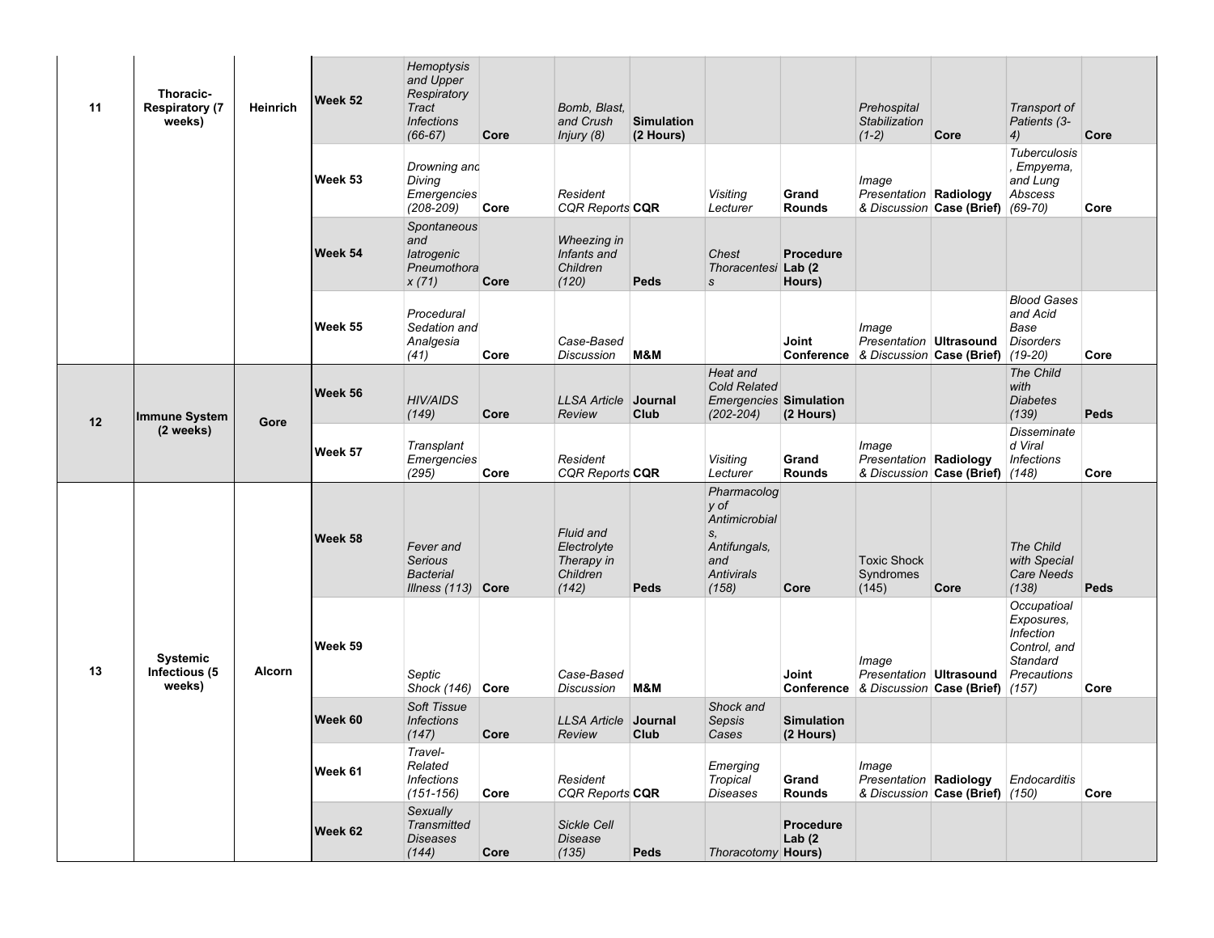| 11 | Thoracic-Respiratory (7 weeks) | Heinrich | Week 52 | Hemoptysis and Upper Respiratory Tract Infections (66-67) | Core | Bomb, Blast, and Crush Injury (8) | Simulation (2 Hours) | | | Prehospital Stabilization (1-2) | Core | Transport of Patients (3-4) | Core |
|---|---|---|---|---|---|---|---|---|---|---|---|---|---|
| | | | Week 53 | Drowning and Diving Emergencies (208-209) | Core | Resident CQR Reports | CQR | Visiting Lecturer | Grand Rounds | Image Presentation & Discussion | Radiology Case (Brief) | Tuberculosis, Empyema, and Lung Abscess (69-70) | Core |
| | | | Week 54 | Spontaneous and Iatrogenic Pneumothorax (71) | Core | Wheezing in Infants and Children (120) | Peds | Chest Thoracentesis | Procedure Lab (2 Hours) | | | | |
| | | | Week 55 | Procedural Sedation and Analgesia (41) | Core | Case-Based Discussion | M&M | | Joint Conference | Image Presentation & Discussion | Ultrasound Case (Brief) | Blood Gases and Acid Base Disorders (19-20) | Core |
| 12 | Immune System (2 weeks) | Gore | Week 56 | HIV/AIDS (149) | Core | LLSA Article Review | Journal Club | Heat and Cold Related Emergencies (202-204) | Simulation (2 Hours) | | | The Child with Diabetes (139) | Peds |
| | | | Week 57 | Transplant Emergencies (295) | Core | Resident CQR Reports | CQR | Visiting Lecturer | Grand Rounds | Image Presentation & Discussion | Radiology Case (Brief) | Disseminated Viral Infections (148) | Core |
| 13 | Systemic Infectious (5 weeks) | Alcorn | Week 58 | Fever and Serious Bacterial Illness (113) | Core | Fluid and Electrolyte Therapy in Children (142) | Peds | Pharmacology of Antimicrobials, Antifungals, and Antivirals (158) | Core | Toxic Shock Syndromes (145) | Core | The Child with Special Care Needs (138) | Peds |
| | | | Week 59 | Septic Shock (146) | Core | Case-Based Discussion | M&M | | Joint Conference | Image Presentation & Discussion | Ultrasound Case (Brief) | Occupatioal Exposures, Infection Control, and Standard Precautions (157) | Core |
| | | | Week 60 | Soft Tissue Infections (147) | Core | LLSA Article Review | Journal Club | Shock and Sepsis Cases | Simulation (2 Hours) | | | | |
| | | | Week 61 | Travel-Related Infections (151-156) | Core | Resident CQR Reports | CQR | Emerging Tropical Diseases | Grand Rounds | Image Presentation & Discussion | Radiology Case (Brief) | Endocarditis (150) | Core |
| | | | Week 62 | Sexually Transmitted Diseases (144) | Core | Sickle Cell Disease (135) | Peds | Thoracotomy | Procedure Lab (2 Hours) | | | | |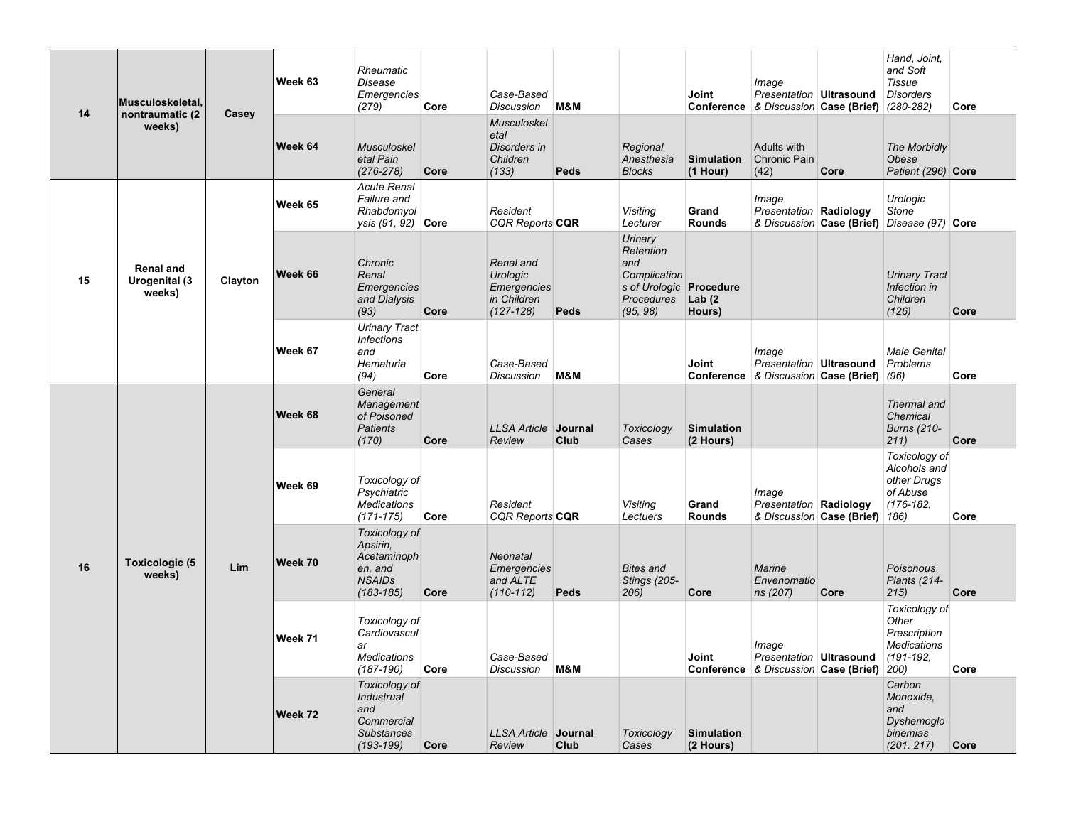| | | | | | | | | | | | | | |
|---|---|---|---|---|---|---|---|---|---|---|---|---|---|
| 14 | Musculoskeletal, nontraumatic (2 weeks) | Casey | Week 63 | *Rheumatic Disease Emergencies (279)* | **Core** | *Case-Based Discussion* | **M&M** | | **Joint Conference** | *Image Presentation & Discussion* | **Ultrasound Case (Brief)** | *Hand, Joint, and Soft Tissue Disorders (280-282)* | **Core** |
| | | | Week 64 | *Musculoskeletal Pain (276-278)* | **Core** | *Musculoskeletal Disorders in Children (133)* | **Peds** | *Regional Anesthesia Blocks* | **Simulation (1 Hour)** | Adults with Chronic Pain (42) | **Core** | *The Morbidly Obese Patient (296)* | **Core** |
| 15 | Renal and Urogenital (3 weeks) | Clayton | Week 65 | *Acute Renal Failure and Rhabdomyolysis (91, 92)* | **Core** | *Resident CQR Reports* | **CQR** | *Visiting Lecturer* | **Grand Rounds** | *Image Presentation & Discussion* | **Radiology Case (Brief)** | *Urologic Stone Disease (97)* | **Core** |
| | | | Week 66 | *Chronic Renal Emergencies and Dialysis (93)* | **Core** | *Renal and Urologic Emergencies in Children (127-128)* | **Peds** | *Urinary Retention and Complications of Urologic Procedures (95, 98)* | **Procedure Lab (2 Hours)** | | | *Urinary Tract Infection in Children (126)* | **Core** |
| | | | Week 67 | *Urinary Tract Infections and Hematuria (94)* | **Core** | *Case-Based Discussion* | **M&M** | | **Joint Conference** | *Image Presentation & Discussion* | **Ultrasound Case (Brief)** | *Male Genital Problems (96)* | **Core** |
| 16 | Toxicologic (5 weeks) | Lim | Week 68 | *General Management of Poisoned Patients (170)* | **Core** | *LLSA Article Review* | **Journal Club** | *Toxicology Cases* | **Simulation (2 Hours)** | | | *Thermal and Chemical Burns (210-211)* | **Core** |
| | | | Week 69 | *Toxicology of Psychiatric Medications (171-175)* | **Core** | *Resident CQR Reports* | **CQR** | *Visiting Lectuers* | **Grand Rounds** | *Image Presentation & Discussion* | **Radiology Case (Brief)** | *Toxicology of Alcohols and other Drugs of Abuse (176-182, 186)* | **Core** |
| | | | Week 70 | *Toxicology of Apsirin, Acetaminophen, and NSAIDs (183-185)* | **Core** | *Neonatal Emergencies and ALTE (110-112)* | **Peds** | *Bites and Stings (205-206)* | **Core** | *Marine Envenomations (207)* | **Core** | *Poisonous Plants (214-215)* | **Core** |
| | | | Week 71 | *Toxicology of Cardiovascular Medications (187-190)* | **Core** | *Case-Based Discussion* | **M&M** | | **Joint Conference** | *Image Presentation & Discussion* | **Ultrasound Case (Brief)** | *Toxicology of Other Prescription Medications (191-192, 200)* | **Core** |
| | | | Week 72 | *Toxicology of Industrual and Commercial Substances (193-199)* | **Core** | *LLSA Article Review* | **Journal Club** | *Toxicology Cases* | **Simulation (2 Hours)** | | | *Carbon Monoxide, and Dyshemoglobinemias (201. 217)* | **Core** |